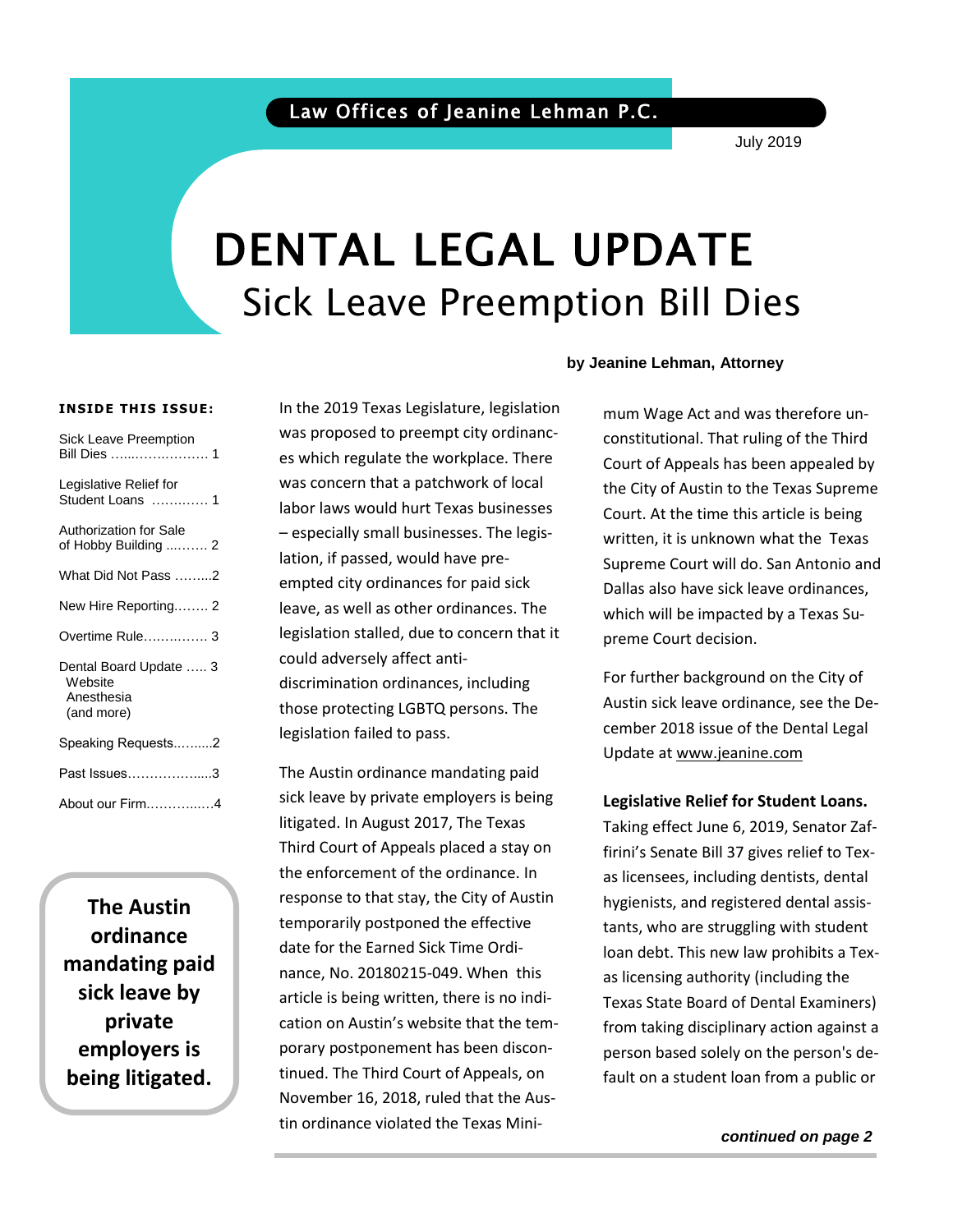Law Offices of Jeanine Lehman P.C.

July 2019

# DENTAL LEGAL UPDATE

## Sick Leave Preemption Bill Dies

**by Jeanine Lehman, Attorney**

**INSIDE THIS ISSUE:**

- Sick Leave Preemption Bill Dies ........................ 1
- Legislative Relief for Student Loans ............. 1
- Authorization for Sale of Hobby Building .......... 2
- What Did Not Pass .........2
- New Hire Reporting........ 2
- Overtime Rule............... 3
- Dental Board Update ..... 3
  - Website
  - Anesthesia
  - (and more)
- Speaking Requests..........2
- Past Issues......................3
- About our Firm.............. 4

**The Austin ordinance mandating paid sick leave by private employers is being litigated.**

In the 2019 Texas Legislature, legislation was proposed to preempt city ordinances which regulate the workplace. There was concern that a patchwork of local labor laws would hurt Texas businesses – especially small businesses. The legislation, if passed, would have preempted city ordinances for paid sick leave, as well as other ordinances. The legislation stalled, due to concern that it could adversely affect anti-discrimination ordinances, including those protecting LGBTQ persons. The legislation failed to pass.

The Austin ordinance mandating paid sick leave by private employers is being litigated. In August 2017, The Texas Third Court of Appeals placed a stay on the enforcement of the ordinance. In response to that stay, the City of Austin temporarily postponed the effective date for the Earned Sick Time Ordinance, No. 20180215-049. When this article is being written, there is no indication on Austin's website that the temporary postponement has been discontinued. The Third Court of Appeals, on November 16, 2018, ruled that the Austin ordinance violated the Texas Minimum Wage Act and was therefore unconstitutional. That ruling of the Third Court of Appeals has been appealed by the City of Austin to the Texas Supreme Court. At the time this article is being written, it is unknown what the Texas Supreme Court will do. San Antonio and Dallas also have sick leave ordinances, which will be impacted by a Texas Supreme Court decision.

For further background on the City of Austin sick leave ordinance, see the December 2018 issue of the Dental Legal Update at www.jeanine.com

**Legislative Relief for Student Loans.** Taking effect June 6, 2019, Senator Zaffirini's Senate Bill 37 gives relief to Texas licensees, including dentists, dental hygienists, and registered dental assistants, who are struggling with student loan debt. This new law prohibits a Texas licensing authority (including the Texas State Board of Dental Examiners) from taking disciplinary action against a person based solely on the person's default on a student loan from a public or

***continued on page 2***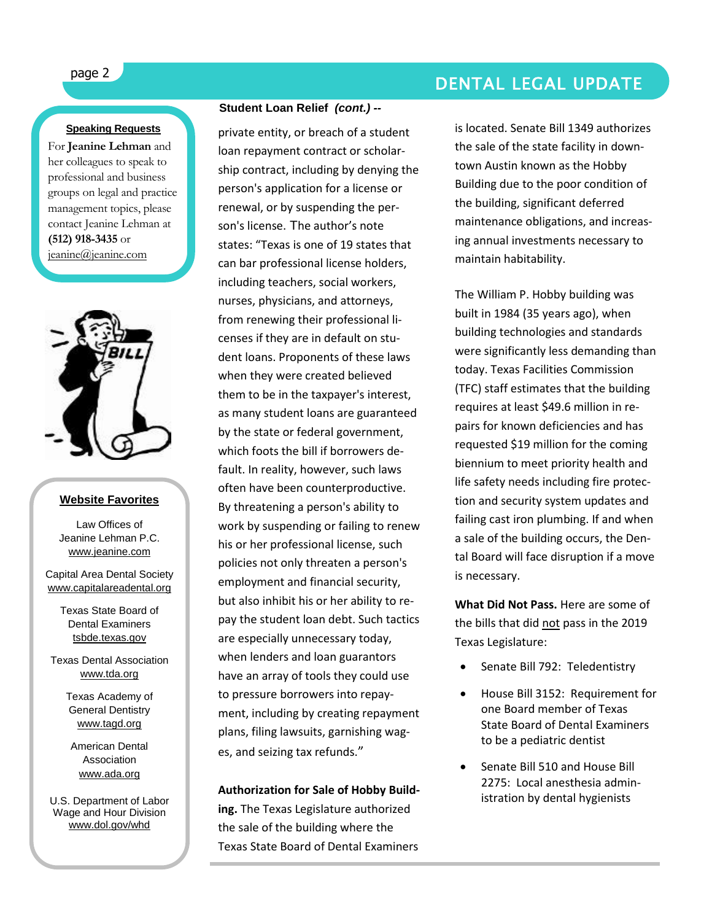### Speaking Requests

For **Jeanine Lehman** and her colleagues to speak to professional and business groups on legal and practice management topics, please contact Jeanine Lehman at **(512) 918-3435** or jeanine@jeanine.com

### Website Favorites

Law Offices of Jeanine Lehman P.C.
www.jeanine.com

Capital Area Dental Society
www.capitalareadental.org

Texas State Board of Dental Examiners
tsbde.texas.gov

Texas Dental Association
www.tda.org

Texas Academy of General Dentistry
www.tagd.org

American Dental Association
www.ada.org

U.S. Department of Labor Wage and Hour Division
www.dol.gov/whd

**Student Loan Relief** ***(cont.) --***

private entity, or breach of a student loan repayment contract or scholarship contract, including by denying the person's application for a license or renewal, or by suspending the person's license. The author's note states: "Texas is one of 19 states that can bar professional license holders, including teachers, social workers, nurses, physicians, and attorneys, from renewing their professional licenses if they are in default on student loans. Proponents of these laws when they were created believed them to be in the taxpayer's interest, as many student loans are guaranteed by the state or federal government, which foots the bill if borrowers default. In reality, however, such laws often have been counterproductive. By threatening a person's ability to work by suspending or failing to renew his or her professional license, such policies not only threaten a person's employment and financial security, but also inhibit his or her ability to repay the student loan debt. Such tactics are especially unnecessary today, when lenders and loan guarantors have an array of tools they could use to pressure borrowers into repayment, including by creating repayment plans, filing lawsuits, garnishing wages, and seizing tax refunds."

**Authorization for Sale of Hobby Building.** The Texas Legislature authorized the sale of the building where the Texas State Board of Dental Examiners is located. Senate Bill 1349 authorizes the sale of the state facility in downtown Austin known as the Hobby Building due to the poor condition of the building, significant deferred maintenance obligations, and increasing annual investments necessary to maintain habitability.

The William P. Hobby building was built in 1984 (35 years ago), when building technologies and standards were significantly less demanding than today. Texas Facilities Commission (TFC) staff estimates that the building requires at least $49.6 million in repairs for known deficiencies and has requested $19 million for the coming biennium to meet priority health and life safety needs including fire protection and security system updates and failing cast iron plumbing. If and when a sale of the building occurs, the Dental Board will face disruption if a move is necessary.

**What Did Not Pass.** Here are some of the bills that did not pass in the 2019 Texas Legislature:

- Senate Bill 792: Teledentistry
- House Bill 3152: Requirement for one Board member of Texas State Board of Dental Examiners to be a pediatric dentist
- Senate Bill 510 and House Bill 2275: Local anesthesia administration by dental hygienists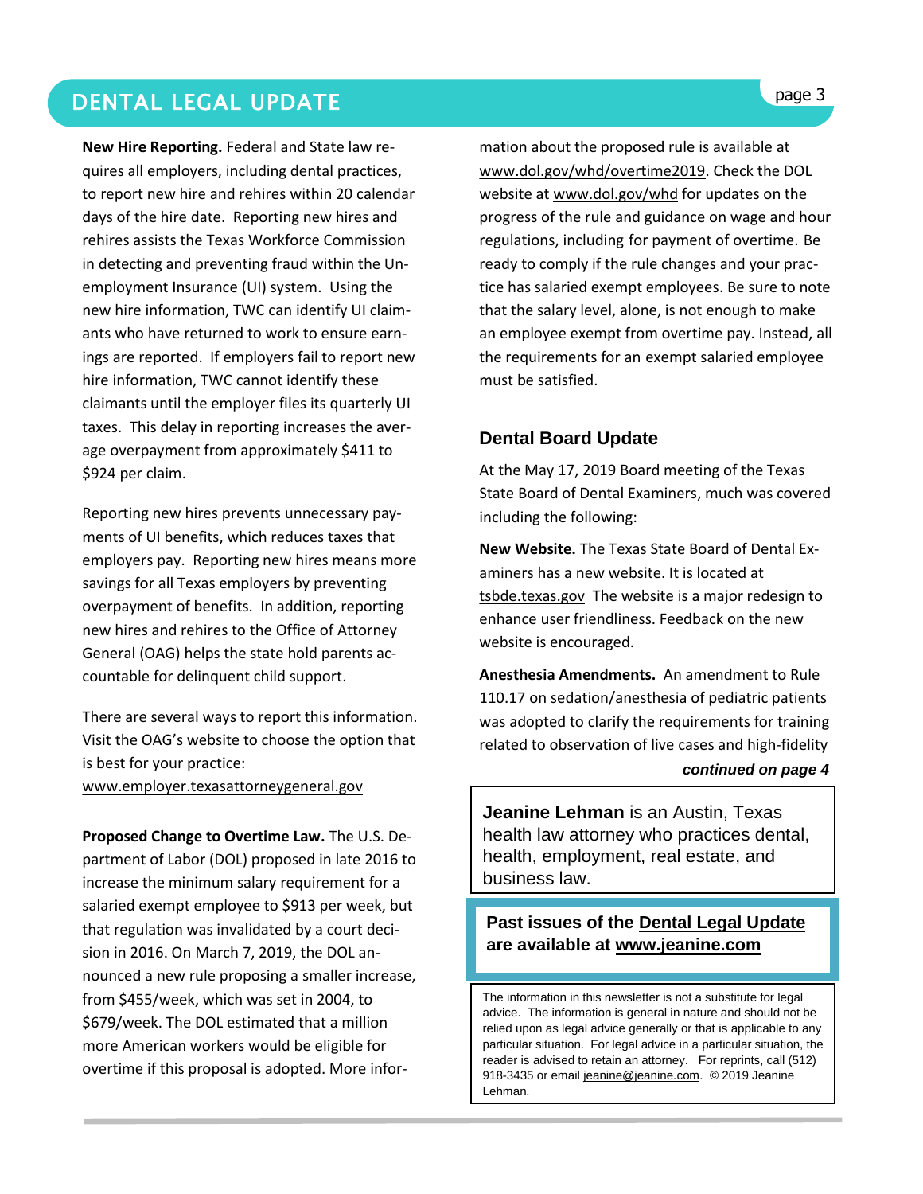**New Hire Reporting.** Federal and State law requires all employers, including dental practices, to report new hire and rehires within 20 calendar days of the hire date. Reporting new hires and rehires assists the Texas Workforce Commission in detecting and preventing fraud within the Unemployment Insurance (UI) system. Using the new hire information, TWC can identify UI claimants who have returned to work to ensure earnings are reported. If employers fail to report new hire information, TWC cannot identify these claimants until the employer files its quarterly UI taxes. This delay in reporting increases the average overpayment from approximately $411 to $924 per claim.

Reporting new hires prevents unnecessary payments of UI benefits, which reduces taxes that employers pay. Reporting new hires means more savings for all Texas employers by preventing overpayment of benefits. In addition, reporting new hires and rehires to the Office of Attorney General (OAG) helps the state hold parents accountable for delinquent child support.

There are several ways to report this information. Visit the OAG's website to choose the option that is best for your practice: www.employer.texasattorneygeneral.gov

**Proposed Change to Overtime Law.** The U.S. Department of Labor (DOL) proposed in late 2016 to increase the minimum salary requirement for a salaried exempt employee to $913 per week, but that regulation was invalidated by a court decision in 2016. On March 7, 2019, the DOL announced a new rule proposing a smaller increase, from $455/week, which was set in 2004, to $679/week. The DOL estimated that a million more American workers would be eligible for overtime if this proposal is adopted. More information about the proposed rule is available at www.dol.gov/whd/overtime2019. Check the DOL website at www.dol.gov/whd for updates on the progress of the rule and guidance on wage and hour regulations, including for payment of overtime. Be ready to comply if the rule changes and your practice has salaried exempt employees. Be sure to note that the salary level, alone, is not enough to make an employee exempt from overtime pay. Instead, all the requirements for an exempt salaried employee must be satisfied.

## Dental Board Update

At the May 17, 2019 Board meeting of the Texas State Board of Dental Examiners, much was covered including the following:

**New Website.** The Texas State Board of Dental Examiners has a new website. It is located at tsbde.texas.gov The website is a major redesign to enhance user friendliness. Feedback on the new website is encouraged.

**Anesthesia Amendments.** An amendment to Rule 110.17 on sedation/anesthesia of pediatric patients was adopted to clarify the requirements for training related to observation of live cases and high-fidelity

***continued on page 4***

**Jeanine Lehman** is an Austin, Texas health law attorney who practices dental, health, employment, real estate, and business law.

**Past issues of the Dental Legal Update are available at www.jeanine.com**

The information in this newsletter is not a substitute for legal advice. The information is general in nature and should not be relied upon as legal advice generally or that is applicable to any particular situation. For legal advice in a particular situation, the reader is advised to retain an attorney. For reprints, call (512) 918-3435 or email jeanine@jeanine.com. © 2019 Jeanine Lehman.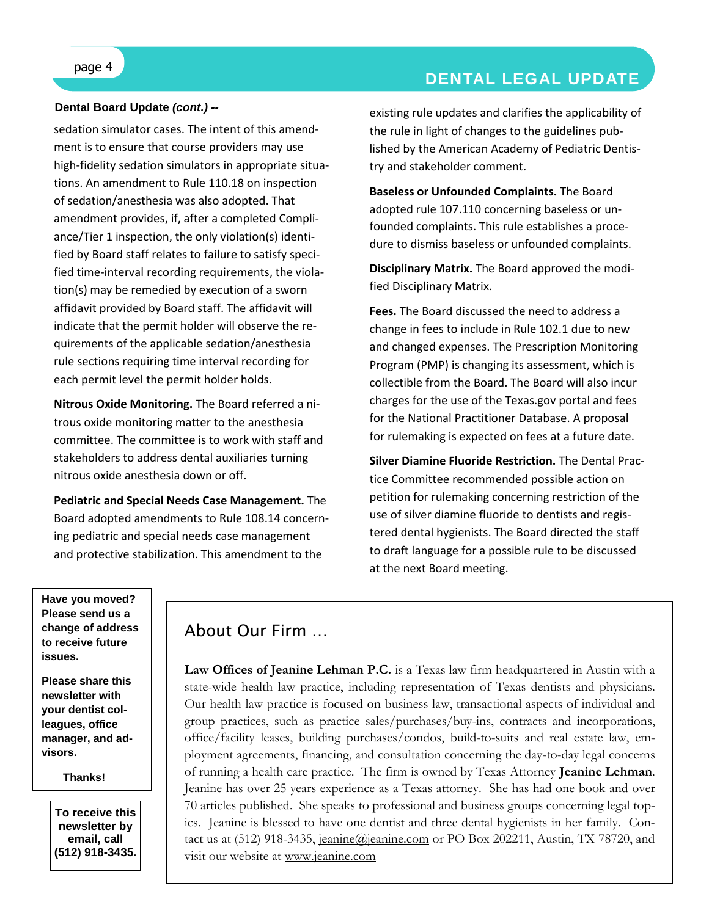**Dental Board Update *(cont.)* --**

sedation simulator cases. The intent of this amendment is to ensure that course providers may use high-fidelity sedation simulators in appropriate situations. An amendment to Rule 110.18 on inspection of sedation/anesthesia was also adopted. That amendment provides, if, after a completed Compliance/Tier 1 inspection, the only violation(s) identified by Board staff relates to failure to satisfy specified time-interval recording requirements, the violation(s) may be remedied by execution of a sworn affidavit provided by Board staff. The affidavit will indicate that the permit holder will observe the requirements of the applicable sedation/anesthesia rule sections requiring time interval recording for each permit level the permit holder holds.

**Nitrous Oxide Monitoring.** The Board referred a nitrous oxide monitoring matter to the anesthesia committee. The committee is to work with staff and stakeholders to address dental auxiliaries turning nitrous oxide anesthesia down or off.

**Pediatric and Special Needs Case Management.** The Board adopted amendments to Rule 108.14 concerning pediatric and special needs case management and protective stabilization. This amendment to the existing rule updates and clarifies the applicability of the rule in light of changes to the guidelines published by the American Academy of Pediatric Dentistry and stakeholder comment.

**Baseless or Unfounded Complaints.** The Board adopted rule 107.110 concerning baseless or unfounded complaints. This rule establishes a procedure to dismiss baseless or unfounded complaints.

**Disciplinary Matrix.** The Board approved the modified Disciplinary Matrix.

**Fees.** The Board discussed the need to address a change in fees to include in Rule 102.1 due to new and changed expenses. The Prescription Monitoring Program (PMP) is changing its assessment, which is collectible from the Board. The Board will also incur charges for the use of the Texas.gov portal and fees for the National Practitioner Database. A proposal for rulemaking is expected on fees at a future date.

**Silver Diamine Fluoride Restriction.** The Dental Practice Committee recommended possible action on petition for rulemaking concerning restriction of the use of silver diamine fluoride to dentists and registered dental hygienists. The Board directed the staff to draft language for a possible rule to be discussed at the next Board meeting.

**Have you moved? Please send us a change of address to receive future issues.**

**Please share this newsletter with your dentist colleagues, office manager, and advisors.**

**Thanks!**

**To receive this newsletter by email, call (512) 918-3435.**

## About Our Firm ...

**Law Offices of Jeanine Lehman P.C.** is a Texas law firm headquartered in Austin with a state-wide health law practice, including representation of Texas dentists and physicians. Our health law practice is focused on business law, transactional aspects of individual and group practices, such as practice sales/purchases/buy-ins, contracts and incorporations, office/facility leases, building purchases/condos, build-to-suits and real estate law, employment agreements, financing, and consultation concerning the day-to-day legal concerns of running a health care practice. The firm is owned by Texas Attorney **Jeanine Lehman**. Jeanine has over 25 years experience as a Texas attorney. She has had one book and over 70 articles published. She speaks to professional and business groups concerning legal topics. Jeanine is blessed to have one dentist and three dental hygienists in her family. Contact us at (512) 918-3435, jeanine@jeanine.com or PO Box 202211, Austin, TX 78720, and visit our website at www.jeanine.com